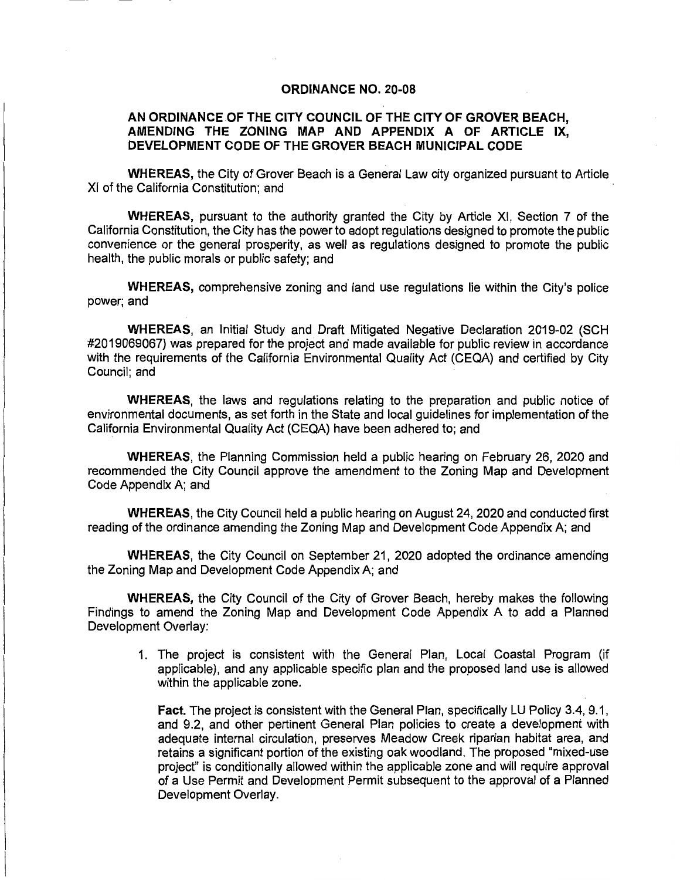# ORDINANCE NO. 20-08

## AN ORDINANCE OF THE CITY COUNCIL OF THE CITY OF GROVER BEACH, AMENDING THE ZONING MAP AND APPENDIX A OF ARTICLE IX, DEVELOPMENT CODE OF THE GROVER BEACH MUNICIPAL CODE

**WHEREAS,** the City of Grover Beach is a General Law city organized pursuant to Article XI of the California Constitution; and

**WHEREAS,** pursuant to the authority granted the City by Article XI, Section 7 of the California Constitution, the City has the power to adopt regulations designed to promote the public convenience or the general prosperity, as well as regulations designed to promote the public health, the public morals or public safety; and

**WHEREAS,** comprehensive zoning and land use regulations lie within the City's police power; and

**WHEREAS**, an Initial Study and Draft Mitigated Negative Declaration 2019-02 (SCH #2019069067) was prepared for the project and made available for public review in accordance with the requirements of the California Environmental Quality Act (CEQA) and certified by City Council; and

**WHEREAS**, the laws and regulations relating to the preparation and public notice of environmental documents, as set forth in the State and local guidelines for implementation of the California Environmental Quality Act (CEQA) have been adhered to; and

**WHEREAS**, the Planning Commission held a public hearing on February 26, 2020 and recommended the City Council approve the amendment to the Zoning Map and Development Code Appendix A; and

**WHEREAS**, the City Council held a public hearing on August 24, 2020 and conducted first reading of the ordinance amending the Zoning Map and Development Code Appendix A; and

**WHEREAS**, the City Council on September 21, 2020 adopted the ordinance amending the Zoning Map and Development Code Appendix A; and

**WHEREAS,** the City Council of the City of Grover Beach, hereby makes the following Findings to amend the Zoning Map and Development Code Appendix A to add a Planned Development Overlay:

1. The project is consistent with the General Plan, Local Coastal Program (if applicable), and any applicable specific plan and the proposed land use is allowed within the applicable zone.

   **Fact.** The project is consistent with the General Plan, specifically LU Policy 3.4, 9.1, and 9.2, and other pertinent General Plan policies to create a development with adequate internal circulation, preserves Meadow Creek riparian habitat area, and retains a significant portion of the existing oak woodland. The proposed "mixed-use project" is conditionally allowed within the applicable zone and will require approval of a Use Permit and Development Permit subsequent to the approval of a Planned Development Overlay.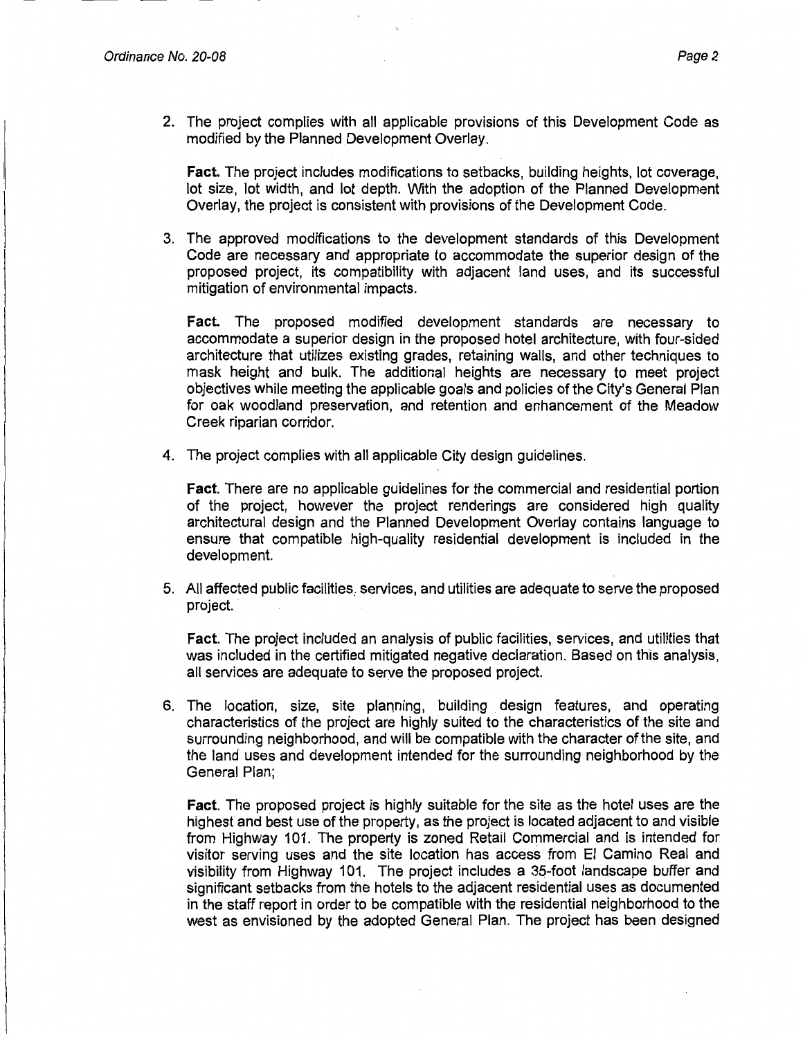2. The project complies with all applicable provisions of this Development Code as modified by the Planned Development Overlay.

   **Fact.** The project includes modifications to setbacks, building heights, lot coverage, lot size, lot width, and lot depth. With the adoption of the Planned Development Overlay, the project is consistent with provisions of the Development Code.

3. The approved modifications to the development standards of this Development Code are necessary and appropriate to accommodate the superior design of the proposed project, its compatibility with adjacent land uses, and its successful mitigation of environmental impacts.

   **Fact.** The proposed modified development standards are necessary to accommodate a superior design in the proposed hotel architecture, with four-sided architecture that utilizes existing grades, retaining walls, and other techniques to mask height and bulk. The additional heights are necessary to meet project objectives while meeting the applicable goals and policies of the City's General Plan for oak woodland preservation, and retention and enhancement of the Meadow Creek riparian corridor.

4. The project complies with all applicable City design guidelines.

   **Fact.** There are no applicable guidelines for the commercial and residential portion of the project, however the project renderings are considered high quality architectural design and the Planned Development Overlay contains language to ensure that compatible high-quality residential development is included in the development.

5. All affected public facilities, services, and utilities are adequate to serve the proposed project.

   **Fact.** The project included an analysis of public facilities, services, and utilities that was included in the certified mitigated negative declaration. Based on this analysis, all services are adequate to serve the proposed project.

6. The location, size, site planning, building design features, and operating characteristics of the project are highly suited to the characteristics of the site and surrounding neighborhood, and will be compatible with the character of the site, and the land uses and development intended for the surrounding neighborhood by the General Plan;

   **Fact.** The proposed project is highly suitable for the site as the hotel uses are the highest and best use of the property, as the project is located adjacent to and visible from Highway 101. The property is zoned Retail Commercial and is intended for visitor serving uses and the site location has access from El Camino Real and visibility from Highway 101. The project includes a 35-foot landscape buffer and significant setbacks from the hotels to the adjacent residential uses as documented in the staff report in order to be compatible with the residential neighborhood to the west as envisioned by the adopted General Plan. The project has been designed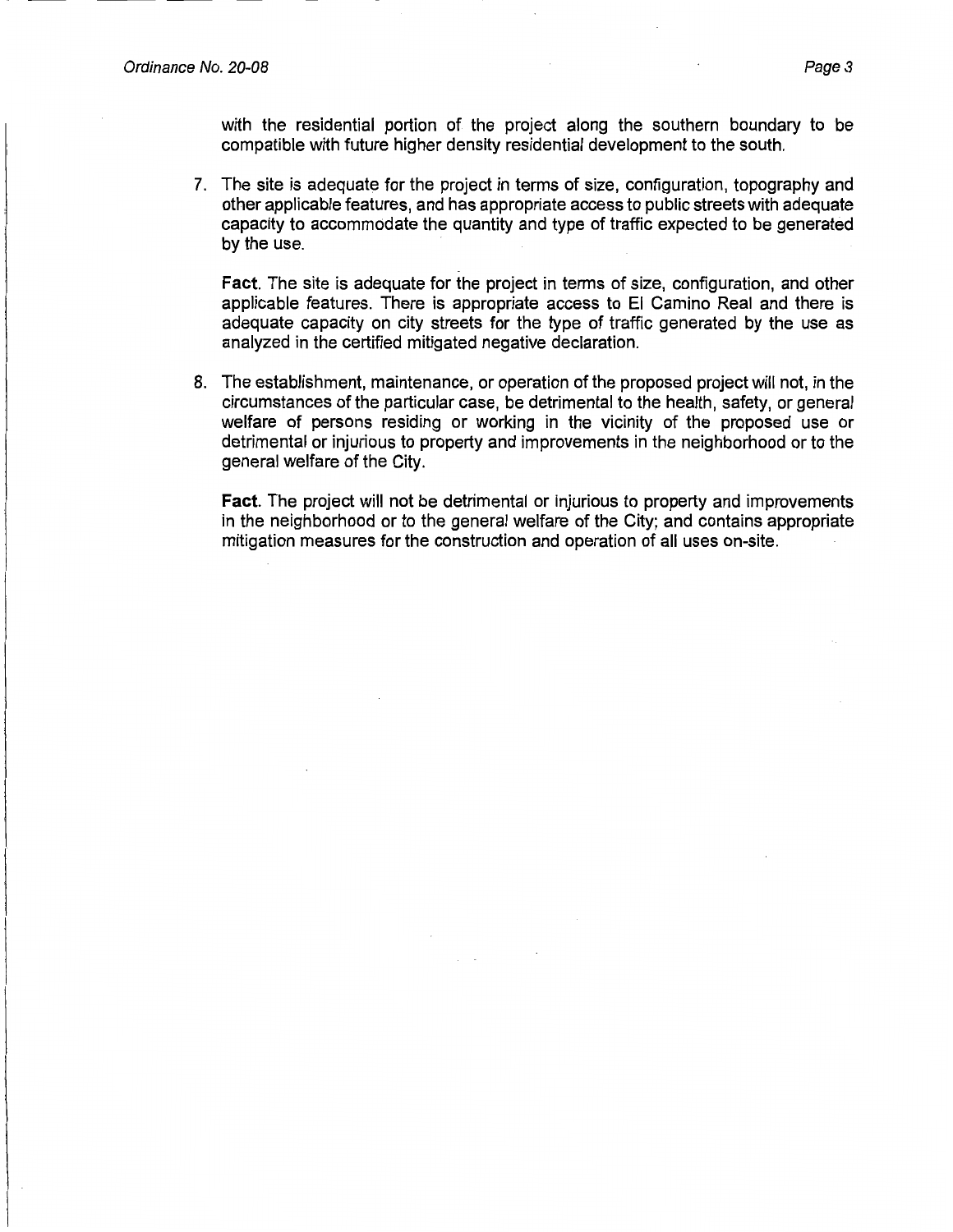with the residential portion of the project along the southern boundary to be compatible with future higher density residential development to the south.

7. The site is adequate for the project in terms of size, configuration, topography and other applicable features, and has appropriate access to public streets with adequate capacity to accommodate the quantity and type of traffic expected to be generated by the use.

   **Fact**. The site is adequate for the project in terms of size, configuration, and other applicable features. There is appropriate access to El Camino Real and there is adequate capacity on city streets for the type of traffic generated by the use as analyzed in the certified mitigated negative declaration.

8. The establishment, maintenance, or operation of the proposed project will not, in the circumstances of the particular case, be detrimental to the health, safety, or general welfare of persons residing or working in the vicinity of the proposed use or detrimental or injurious to property and improvements in the neighborhood or to the general welfare of the City.

   **Fact**. The project will not be detrimental or injurious to property and improvements in the neighborhood or to the general welfare of the City; and contains appropriate mitigation measures for the construction and operation of all uses on-site.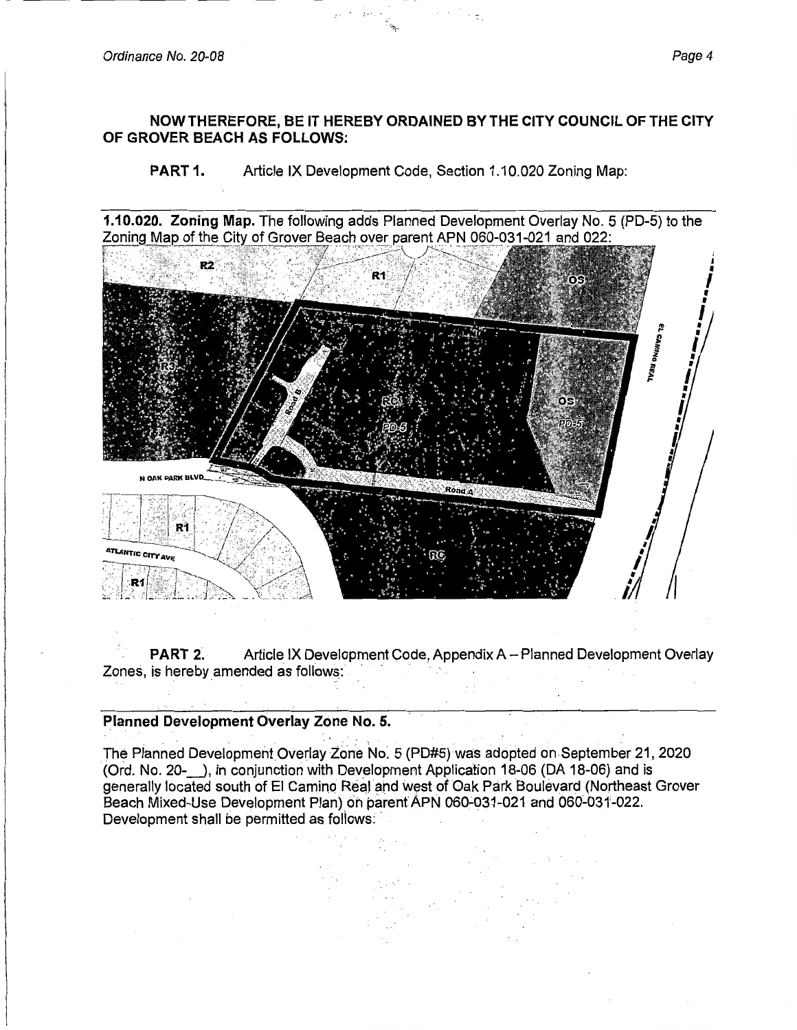**NOW THEREFORE, BE IT HEREBY ORDAINED BY THE CITY COUNCIL OF THE CITY OF GROVER BEACH AS FOLLOWS:**

**PART 1.** Article IX Development Code, Section 1.10.020 Zoning Map:

**1.10.020. Zoning Map.** The following adds Planned Development Overlay No. 5 (PD-5) to the Zoning Map of the City of Grover Beach over parent APN 060-031-021 and 022:

**PART 2.** Article IX Development Code, Appendix A – Planned Development Overlay Zones, is hereby amended as follows:

**Planned Development Overlay Zone No. 5.**

The Planned Development Overlay Zone No. 5 (PD#5) was adopted on September 21, 2020 (Ord. No. 20-__), in conjunction with Development Application 18-06 (DA 18-06) and is generally located south of El Camino Real and west of Oak Park Boulevard (Northeast Grover Beach Mixed-Use Development Plan) on parent APN 060-031-021 and 060-031-022. Development shall be permitted as follows: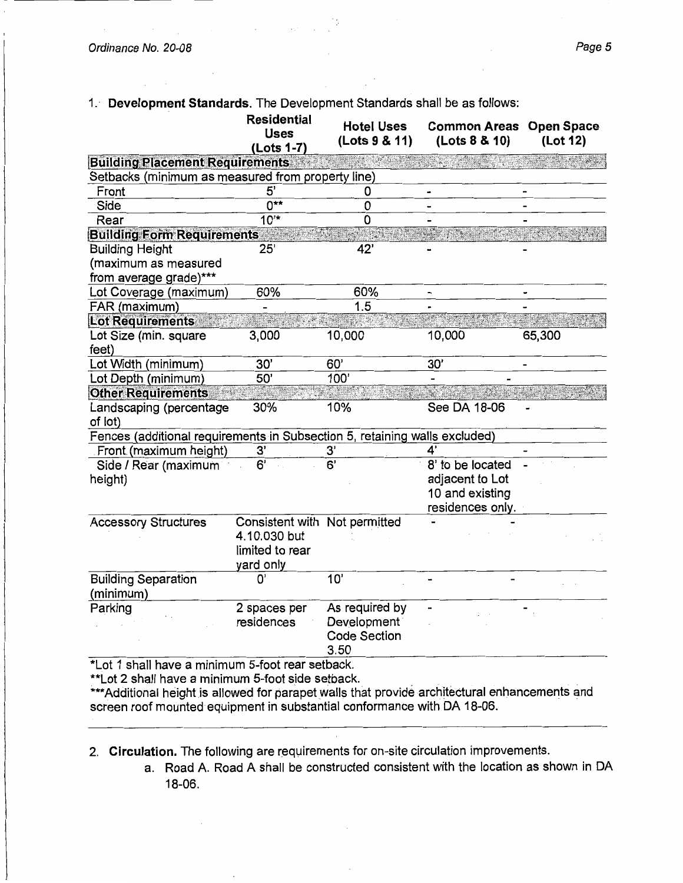1. **Development Standards**. The Development Standards shall be as follows:

| | Residential Uses (Lots 1-7) | Hotel Uses (Lots 9 & 11) | Common Areas (Lots 8 & 10) | Open Space (Lot 12) |
|---|---|---|---|---|
| **Building Placement Requirements** | | | | |
| Setbacks (minimum as measured from property line) | | | | |
| Front | 5' | 0 | - | - |
| Side | 0** | 0 | - | - |
| Rear | 10'* | 0 | - | - |
| **Building Form Requirements** | | | | |
| Building Height (maximum as measured from average grade)*** | 25' | 42' | - | - |
| Lot Coverage (maximum) | 60% | 60% | - | - |
| FAR (maximum) | - | 1.5 | - | - |
| **Lot Requirements** | | | | |
| Lot Size (min. square feet) | 3,000 | 10,000 | 10,000 | 65,300 |
| Lot Width (minimum) | 30' | 60' | 30' | - |
| Lot Depth (minimum) | 50' | 100' | - | - |
| **Other Requirements** | | | | |
| Landscaping (percentage of lot) | 30% | 10% | See DA 18-06 | - |
| Fences (additional requirements in Subsection 5, retaining walls excluded) | | | | |
| Front (maximum height) | 3' | 3' | 4' | - |
| Side / Rear (maximum height) | 6' | 6' | 8' to be located adjacent to Lot 10 and existing residences only. | - |
| Accessory Structures | Consistent with 4.10.030 but limited to rear yard only | Not permitted | - | - |
| Building Separation (minimum) | 0' | 10' | - | - |
| Parking | 2 spaces per residences | As required by Development Code Section 3.50 | - | - |

*Lot 1 shall have a minimum 5-foot rear setback.

**Lot 2 shall have a minimum 5-foot side setback.

***Additional height is allowed for parapet walls that provide architectural enhancements and screen roof mounted equipment in substantial conformance with DA 18-06.

2. **Circulation.** The following are requirements for on-site circulation improvements.
   a. Road A. Road A shall be constructed consistent with the location as shown in DA 18-06.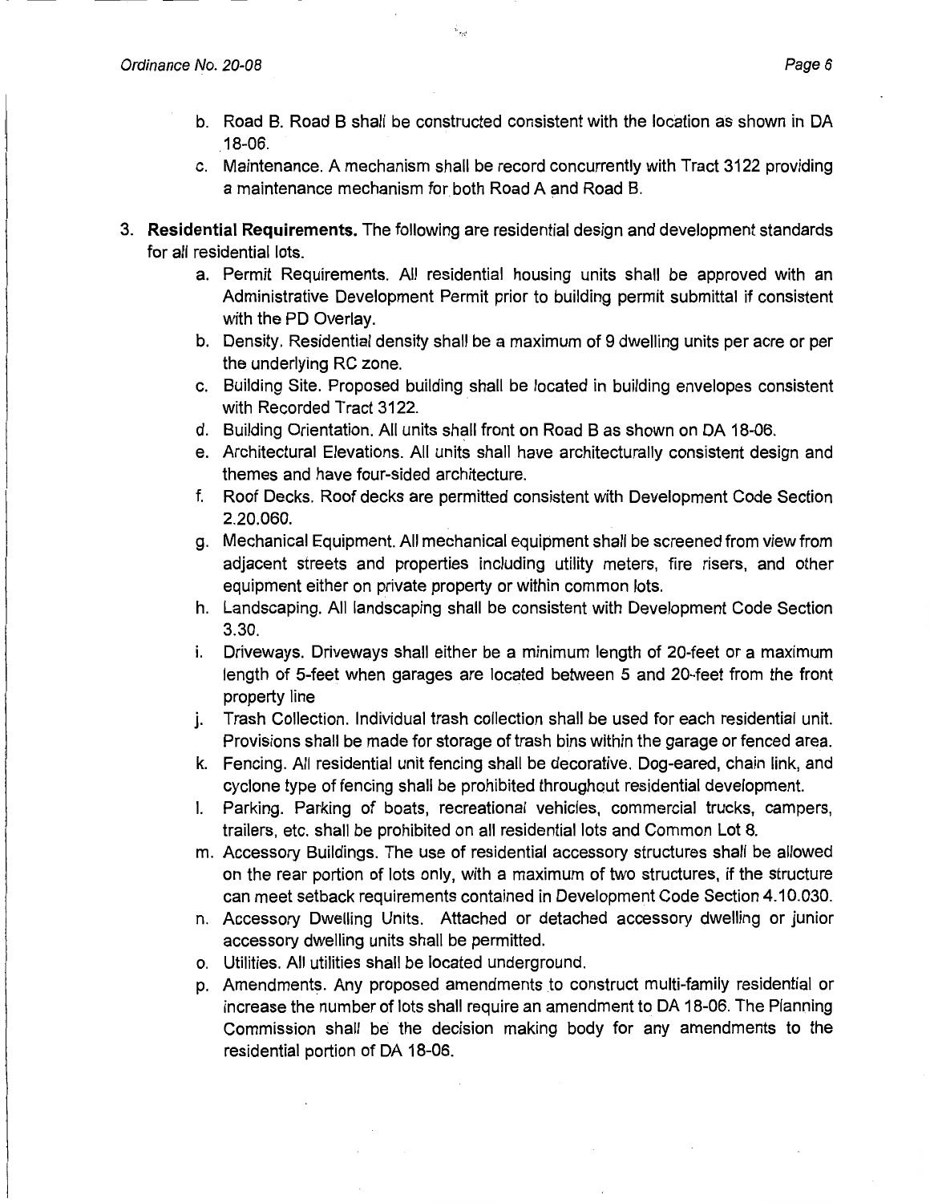b. Road B. Road B shall be constructed consistent with the location as shown in DA 18-06.

c. Maintenance. A mechanism shall be record concurrently with Tract 3122 providing a maintenance mechanism for both Road A and Road B.

3. **Residential Requirements.** The following are residential design and development standards for all residential lots.

   a. Permit Requirements. All residential housing units shall be approved with an Administrative Development Permit prior to building permit submittal if consistent with the PD Overlay.

   b. Density. Residential density shall be a maximum of 9 dwelling units per acre or per the underlying RC zone.

   c. Building Site. Proposed building shall be located in building envelopes consistent with Recorded Tract 3122.

   d. Building Orientation. All units shall front on Road B as shown on DA 18-06.

   e. Architectural Elevations. All units shall have architecturally consistent design and themes and have four-sided architecture.

   f. Roof Decks. Roof decks are permitted consistent with Development Code Section 2.20.060.

   g. Mechanical Equipment. All mechanical equipment shall be screened from view from adjacent streets and properties including utility meters, fire risers, and other equipment either on private property or within common lots.

   h. Landscaping. All landscaping shall be consistent with Development Code Section 3.30.

   i. Driveways. Driveways shall either be a minimum length of 20-feet or a maximum length of 5-feet when garages are located between 5 and 20-feet from the front property line

   j. Trash Collection. Individual trash collection shall be used for each residential unit. Provisions shall be made for storage of trash bins within the garage or fenced area.

   k. Fencing. All residential unit fencing shall be decorative. Dog-eared, chain link, and cyclone type of fencing shall be prohibited throughout residential development.

   l. Parking. Parking of boats, recreational vehicles, commercial trucks, campers, trailers, etc. shall be prohibited on all residential lots and Common Lot 8.

   m. Accessory Buildings. The use of residential accessory structures shall be allowed on the rear portion of lots only, with a maximum of two structures, if the structure can meet setback requirements contained in Development Code Section 4.10.030.

   n. Accessory Dwelling Units. Attached or detached accessory dwelling or junior accessory dwelling units shall be permitted.

   o. Utilities. All utilities shall be located underground.

   p. Amendments. Any proposed amendments to construct multi-family residential or increase the number of lots shall require an amendment to DA 18-06. The Planning Commission shall be the decision making body for any amendments to the residential portion of DA 18-06.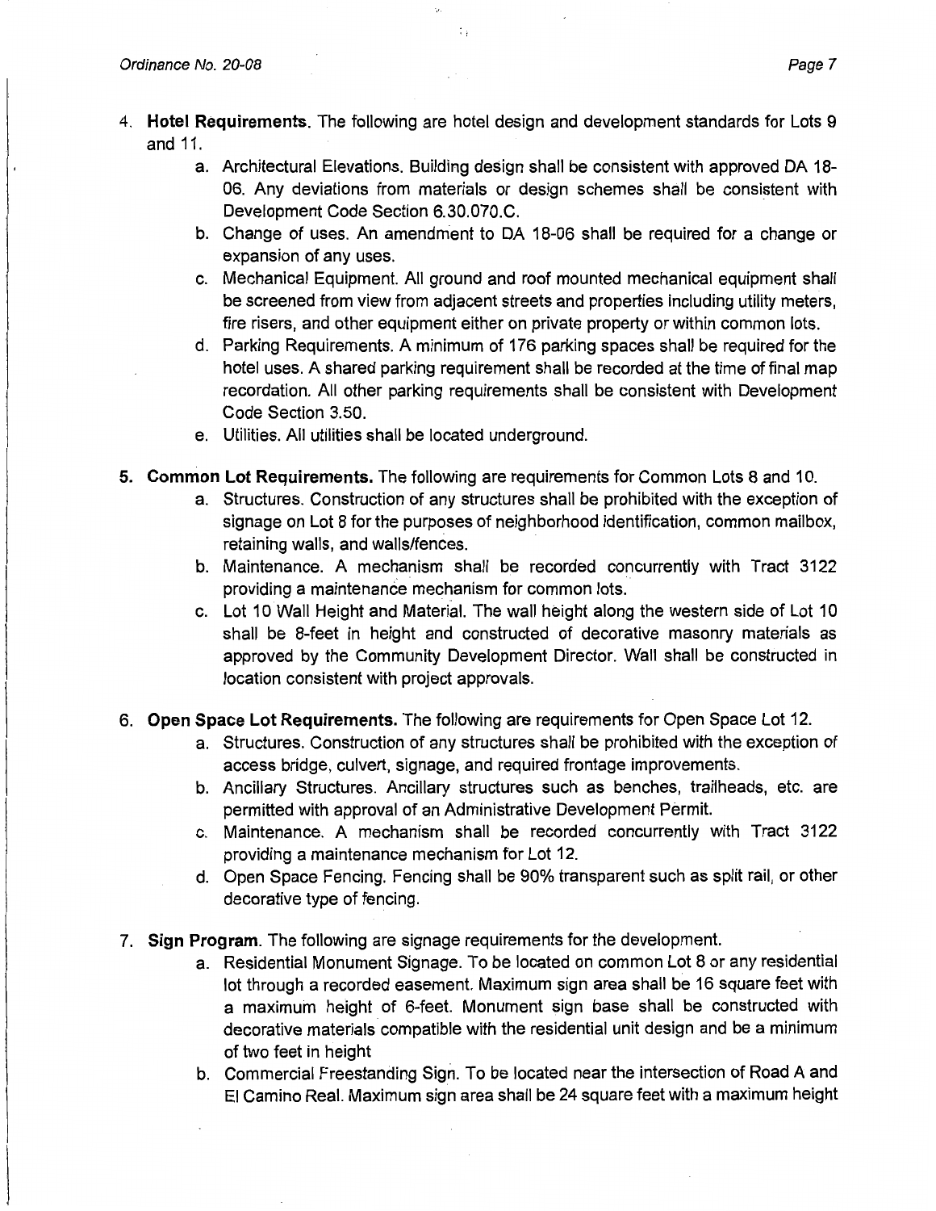4. **Hotel Requirements**. The following are hotel design and development standards for Lots 9 and 11.
   a. Architectural Elevations. Building design shall be consistent with approved DA 18-06. Any deviations from materials or design schemes shall be consistent with Development Code Section 6.30.070.C.
   b. Change of uses. An amendment to DA 18-06 shall be required for a change or expansion of any uses.
   c. Mechanical Equipment. All ground and roof mounted mechanical equipment shall be screened from view from adjacent streets and properties including utility meters, fire risers, and other equipment either on private property or within common lots.
   d. Parking Requirements. A minimum of 176 parking spaces shall be required for the hotel uses. A shared parking requirement shall be recorded at the time of final map recordation. All other parking requirements shall be consistent with Development Code Section 3.50.
   e. Utilities. All utilities shall be located underground.

5. **Common Lot Requirements.** The following are requirements for Common Lots 8 and 10.
   a. Structures. Construction of any structures shall be prohibited with the exception of signage on Lot 8 for the purposes of neighborhood identification, common mailbox, retaining walls, and walls/fences.
   b. Maintenance. A mechanism shall be recorded concurrently with Tract 3122 providing a maintenance mechanism for common lots.
   c. Lot 10 Wall Height and Material. The wall height along the western side of Lot 10 shall be 8-feet in height and constructed of decorative masonry materials as approved by the Community Development Director. Wall shall be constructed in location consistent with project approvals.

6. **Open Space Lot Requirements.** The following are requirements for Open Space Lot 12.
   a. Structures. Construction of any structures shall be prohibited with the exception of access bridge, culvert, signage, and required frontage improvements.
   b. Ancillary Structures. Ancillary structures such as benches, trailheads, etc. are permitted with approval of an Administrative Development Permit.
   c. Maintenance. A mechanism shall be recorded concurrently with Tract 3122 providing a maintenance mechanism for Lot 12.
   d. Open Space Fencing. Fencing shall be 90% transparent such as split rail, or other decorative type of fencing.

7. **Sign Program**. The following are signage requirements for the development.
   a. Residential Monument Signage. To be located on common Lot 8 or any residential lot through a recorded easement. Maximum sign area shall be 16 square feet with a maximum height of 6-feet. Monument sign base shall be constructed with decorative materials compatible with the residential unit design and be a minimum of two feet in height
   b. Commercial Freestanding Sign. To be located near the intersection of Road A and El Camino Real. Maximum sign area shall be 24 square feet with a maximum height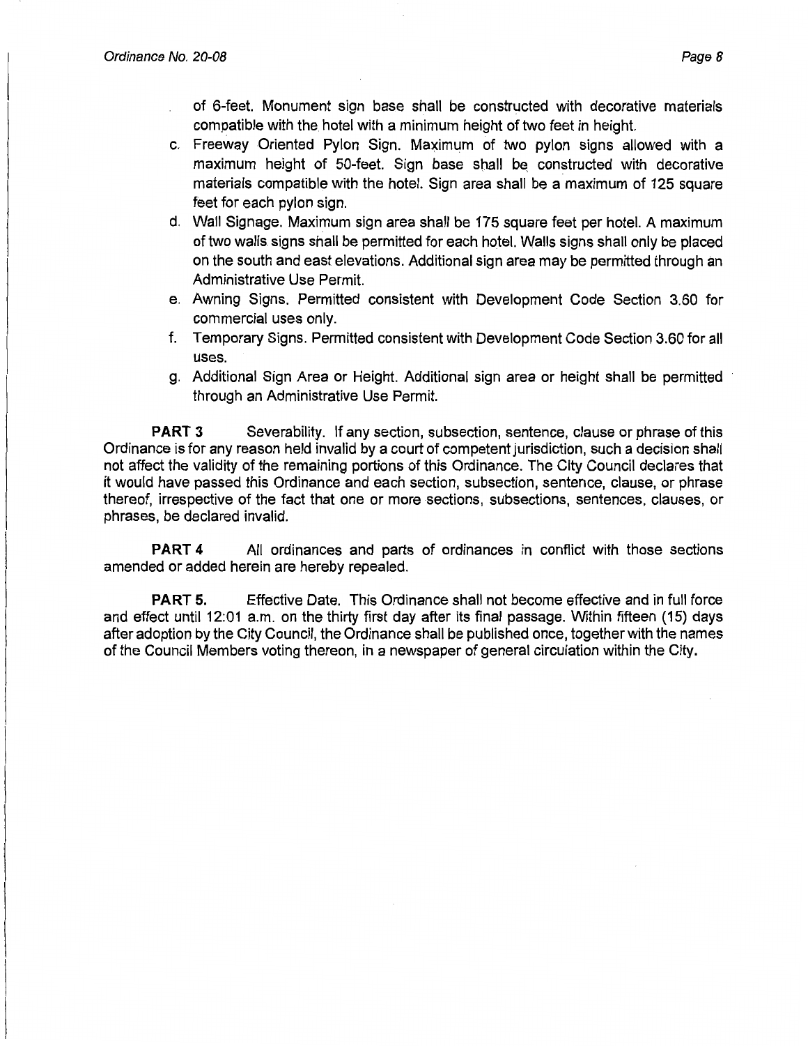of 6-feet. Monument sign base shall be constructed with decorative materials compatible with the hotel with a minimum height of two feet in height.

c. Freeway Oriented Pylon Sign. Maximum of two pylon signs allowed with a maximum height of 50-feet. Sign base shall be constructed with decorative materials compatible with the hotel. Sign area shall be a maximum of 125 square feet for each pylon sign.

d. Wall Signage. Maximum sign area shall be 175 square feet per hotel. A maximum of two walls signs shall be permitted for each hotel. Walls signs shall only be placed on the south and east elevations. Additional sign area may be permitted through an Administrative Use Permit.

e. Awning Signs. Permitted consistent with Development Code Section 3.60 for commercial uses only.

f. Temporary Signs. Permitted consistent with Development Code Section 3.60 for all uses.

g. Additional Sign Area or Height. Additional sign area or height shall be permitted through an Administrative Use Permit.

**PART 3** Severability. If any section, subsection, sentence, clause or phrase of this Ordinance is for any reason held invalid by a court of competent jurisdiction, such a decision shall not affect the validity of the remaining portions of this Ordinance. The City Council declares that it would have passed this Ordinance and each section, subsection, sentence, clause, or phrase thereof, irrespective of the fact that one or more sections, subsections, sentences, clauses, or phrases, be declared invalid.

**PART 4** All ordinances and parts of ordinances in conflict with those sections amended or added herein are hereby repealed.

**PART 5.** Effective Date. This Ordinance shall not become effective and in full force and effect until 12:01 a.m. on the thirty first day after its final passage. Within fifteen (15) days after adoption by the City Council, the Ordinance shall be published once, together with the names of the Council Members voting thereon, in a newspaper of general circulation within the City.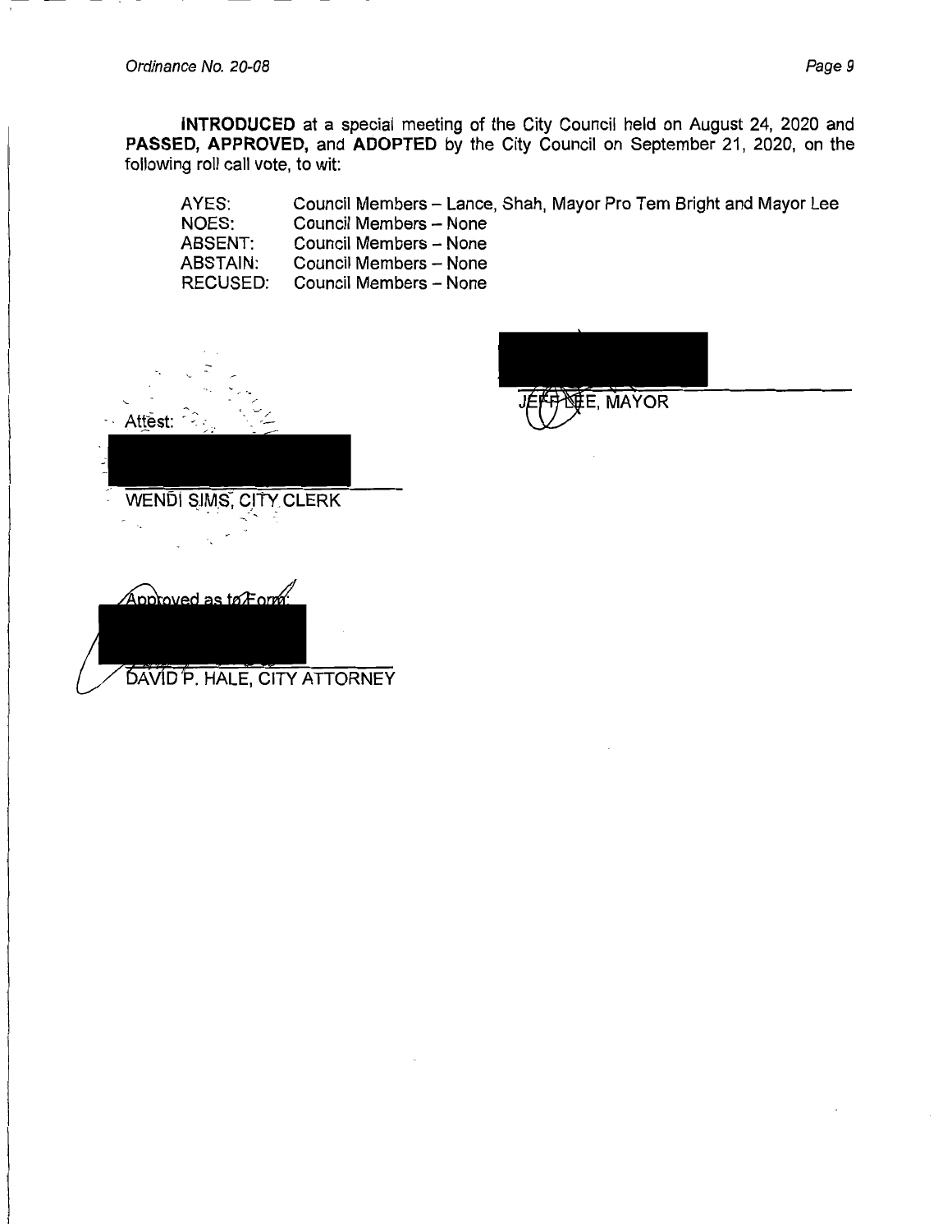**INTRODUCED** at a special meeting of the City Council held on August 24, 2020 and **PASSED, APPROVED,** and **ADOPTED** by the City Council on September 21, 2020, on the following roll call vote, to wit:

| | |
|---|---|
| AYES: | Council Members – Lance, Shah, Mayor Pro Tem Bright and Mayor Lee |
| NOES: | Council Members – None |
| ABSENT: | Council Members – None |
| ABSTAIN: | Council Members – None |
| RECUSED: | Council Members – None |

JEFF LEE, MAYOR

Attest:

WENDI SIMS, CITY CLERK

Approved as to Form:

DAVID P. HALE, CITY ATTORNEY